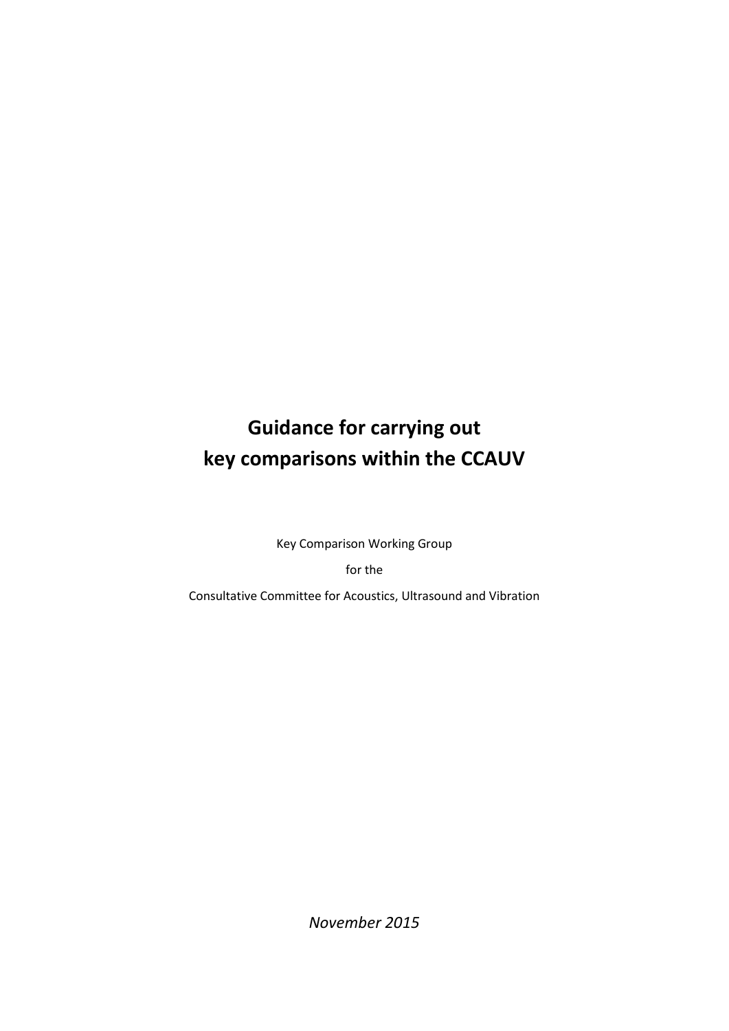# Guidance for carrying out key comparisons within the CCAUV

Key Comparison Working Group

for the

Consultative Committee for Acoustics, Ultrasound and Vibration

*November 2015*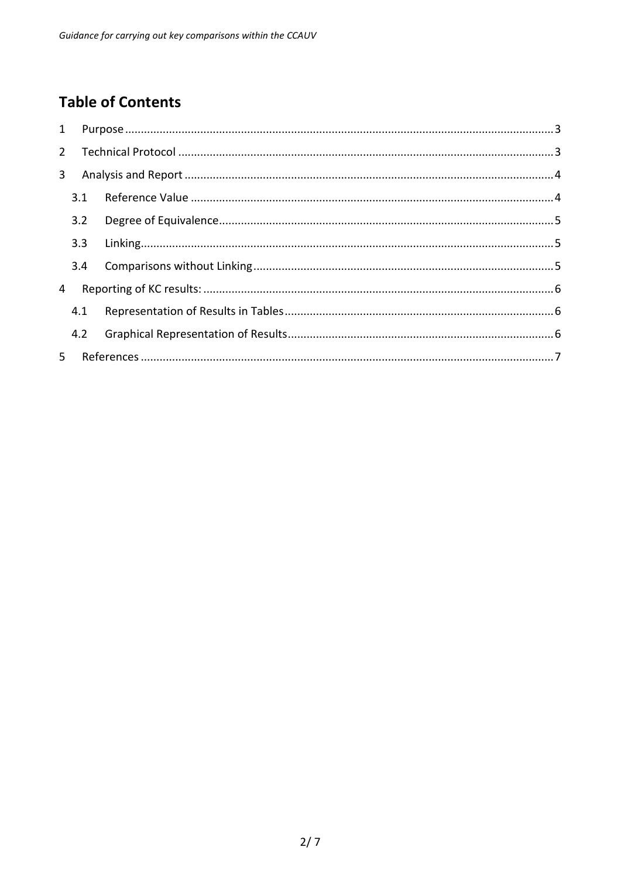## Table of Contents

1 Purpose ........ 3

2 Technical Protocol ........ 3

3 Analysis and Report ........ 4

- 3.1 Reference Value ........ 4
- 3.2 Degree of Equivalence ........ 5
- 3.3 Linking ........ 5
- 3.4 Comparisons without Linking ........ 5

4 Reporting of KC results: ........ 6

- 4.1 Representation of Results in Tables ........ 6
- 4.2 Graphical Representation of Results ........ 6

5 References ........ 7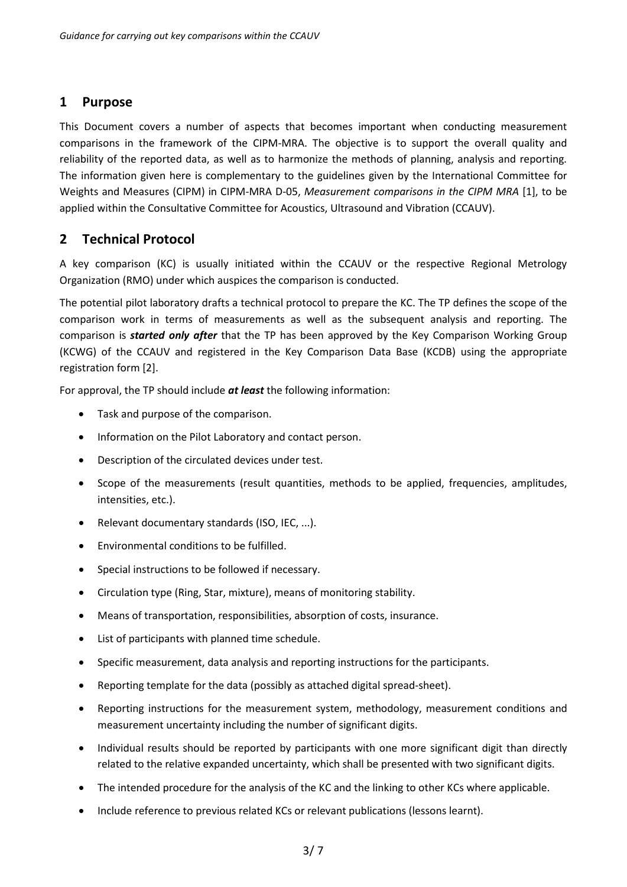## 1 Purpose

This Document covers a number of aspects that becomes important when conducting measurement comparisons in the framework of the CIPM-MRA. The objective is to support the overall quality and reliability of the reported data, as well as to harmonize the methods of planning, analysis and reporting. The information given here is complementary to the guidelines given by the International Committee for Weights and Measures (CIPM) in CIPM-MRA D-05, *Measurement comparisons in the CIPM MRA* [1], to be applied within the Consultative Committee for Acoustics, Ultrasound and Vibration (CCAUV).

## 2 Technical Protocol

A key comparison (KC) is usually initiated within the CCAUV or the respective Regional Metrology Organization (RMO) under which auspices the comparison is conducted.

The potential pilot laboratory drafts a technical protocol to prepare the KC. The TP defines the scope of the comparison work in terms of measurements as well as the subsequent analysis and reporting. The comparison is ***started only after*** that the TP has been approved by the Key Comparison Working Group (KCWG) of the CCAUV and registered in the Key Comparison Data Base (KCDB) using the appropriate registration form [2].

For approval, the TP should include ***at least*** the following information:

- Task and purpose of the comparison.
- Information on the Pilot Laboratory and contact person.
- Description of the circulated devices under test.
- Scope of the measurements (result quantities, methods to be applied, frequencies, amplitudes, intensities, etc.).
- Relevant documentary standards (ISO, IEC, ...).
- Environmental conditions to be fulfilled.
- Special instructions to be followed if necessary.
- Circulation type (Ring, Star, mixture), means of monitoring stability.
- Means of transportation, responsibilities, absorption of costs, insurance.
- List of participants with planned time schedule.
- Specific measurement, data analysis and reporting instructions for the participants.
- Reporting template for the data (possibly as attached digital spread-sheet).
- Reporting instructions for the measurement system, methodology, measurement conditions and measurement uncertainty including the number of significant digits.
- Individual results should be reported by participants with one more significant digit than directly related to the relative expanded uncertainty, which shall be presented with two significant digits.
- The intended procedure for the analysis of the KC and the linking to other KCs where applicable.
- Include reference to previous related KCs or relevant publications (lessons learnt).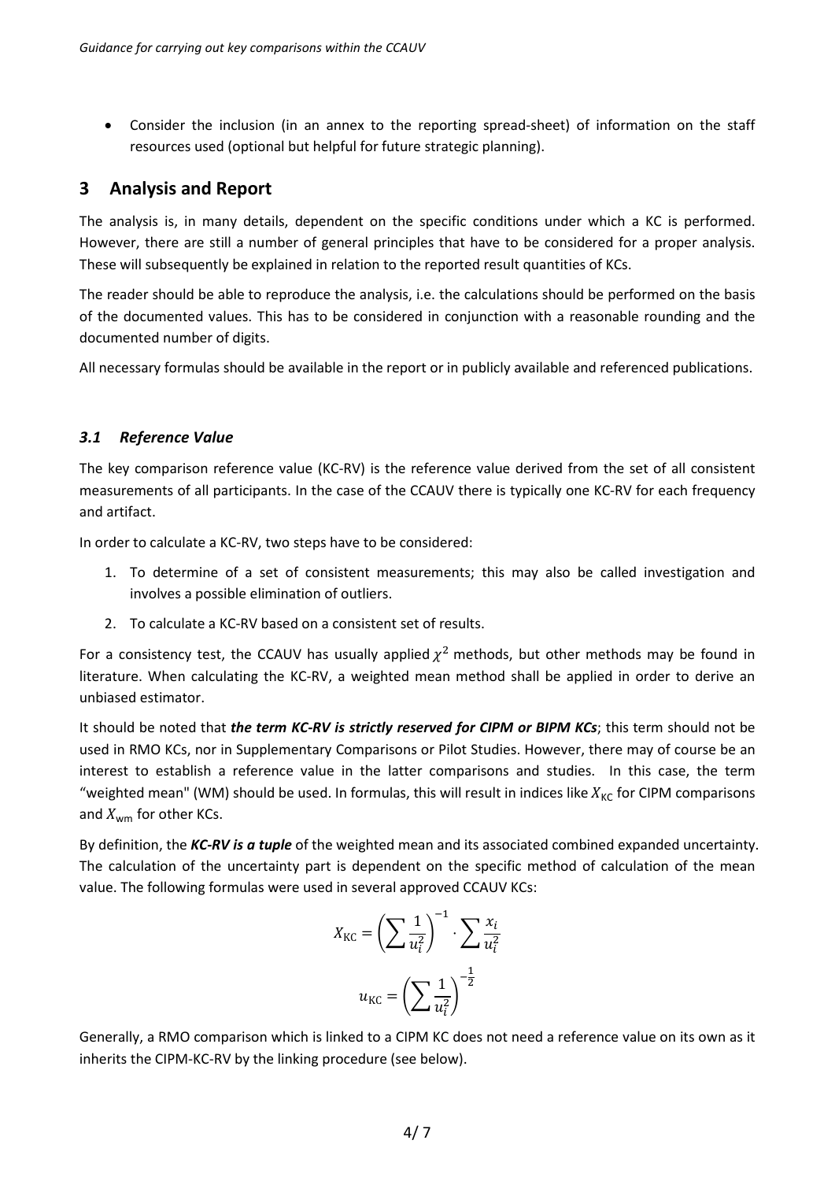- Consider the inclusion (in an annex to the reporting spread-sheet) of information on the staff resources used (optional but helpful for future strategic planning).

## 3 Analysis and Report

The analysis is, in many details, dependent on the specific conditions under which a KC is performed. However, there are still a number of general principles that have to be considered for a proper analysis. These will subsequently be explained in relation to the reported result quantities of KCs.

The reader should be able to reproduce the analysis, i.e. the calculations should be performed on the basis of the documented values. This has to be considered in conjunction with a reasonable rounding and the documented number of digits.

All necessary formulas should be available in the report or in publicly available and referenced publications.

### *3.1 Reference Value*

The key comparison reference value (KC-RV) is the reference value derived from the set of all consistent measurements of all participants. In the case of the CCAUV there is typically one KC-RV for each frequency and artifact.

In order to calculate a KC-RV, two steps have to be considered:

1. To determine of a set of consistent measurements; this may also be called investigation and involves a possible elimination of outliers.
2. To calculate a KC-RV based on a consistent set of results.

For a consistency test, the CCAUV has usually applied $\chi^2$ methods, but other methods may be found in literature. When calculating the KC-RV, a weighted mean method shall be applied in order to derive an unbiased estimator.

It should be noted that ***the term KC-RV is strictly reserved for CIPM or BIPM KCs***; this term should not be used in RMO KCs, nor in Supplementary Comparisons or Pilot Studies. However, there may of course be an interest to establish a reference value in the latter comparisons and studies. In this case, the term "weighted mean" (WM) should be used. In formulas, this will result in indices like $X_{\mathrm{KC}}$ for CIPM comparisons and $X_{\mathrm{wm}}$ for other KCs.

By definition, the ***KC-RV is a tuple*** of the weighted mean and its associated combined expanded uncertainty. The calculation of the uncertainty part is dependent on the specific method of calculation of the mean value. The following formulas were used in several approved CCAUV KCs:

$$X_{\mathrm{KC}} = \left(\sum \frac{1}{u_i^2}\right)^{-1} \cdot \sum \frac{x_i}{u_i^2}$$

$$u_{\mathrm{KC}} = \left(\sum \frac{1}{u_i^2}\right)^{-\frac{1}{2}}$$

Generally, a RMO comparison which is linked to a CIPM KC does not need a reference value on its own as it inherits the CIPM-KC-RV by the linking procedure (see below).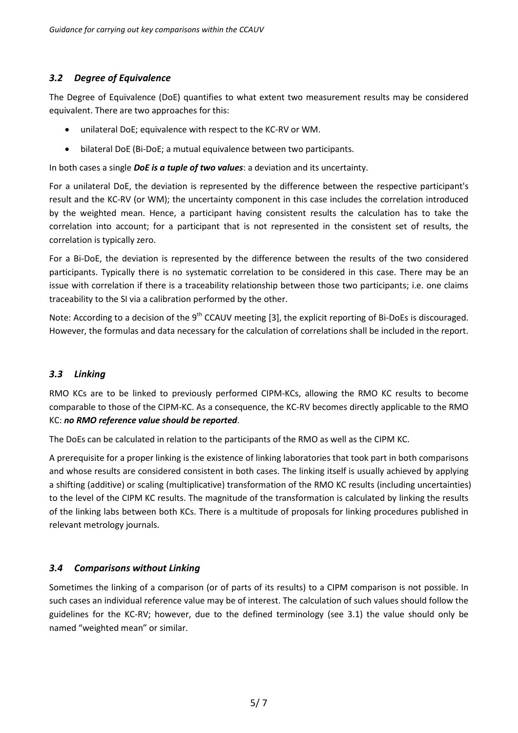### *3.2 Degree of Equivalence*

The Degree of Equivalence (DoE) quantifies to what extent two measurement results may be considered equivalent. There are two approaches for this:

- unilateral DoE; equivalence with respect to the KC-RV or WM.
- bilateral DoE (Bi-DoE; a mutual equivalence between two participants.

In both cases a single ***DoE is a tuple of two values***: a deviation and its uncertainty.

For a unilateral DoE, the deviation is represented by the difference between the respective participant's result and the KC-RV (or WM); the uncertainty component in this case includes the correlation introduced by the weighted mean. Hence, a participant having consistent results the calculation has to take the correlation into account; for a participant that is not represented in the consistent set of results, the correlation is typically zero.

For a Bi-DoE, the deviation is represented by the difference between the results of the two considered participants. Typically there is no systematic correlation to be considered in this case. There may be an issue with correlation if there is a traceability relationship between those two participants; i.e. one claims traceability to the SI via a calibration performed by the other.

Note: According to a decision of the 9th CCAUV meeting [3], the explicit reporting of Bi-DoEs is discouraged. However, the formulas and data necessary for the calculation of correlations shall be included in the report.

### *3.3 Linking*

RMO KCs are to be linked to previously performed CIPM-KCs, allowing the RMO KC results to become comparable to those of the CIPM-KC. As a consequence, the KC-RV becomes directly applicable to the RMO KC: ***no RMO reference value should be reported***.

The DoEs can be calculated in relation to the participants of the RMO as well as the CIPM KC.

A prerequisite for a proper linking is the existence of linking laboratories that took part in both comparisons and whose results are considered consistent in both cases. The linking itself is usually achieved by applying a shifting (additive) or scaling (multiplicative) transformation of the RMO KC results (including uncertainties) to the level of the CIPM KC results. The magnitude of the transformation is calculated by linking the results of the linking labs between both KCs. There is a multitude of proposals for linking procedures published in relevant metrology journals.

### *3.4 Comparisons without Linking*

Sometimes the linking of a comparison (or of parts of its results) to a CIPM comparison is not possible. In such cases an individual reference value may be of interest. The calculation of such values should follow the guidelines for the KC-RV; however, due to the defined terminology (see 3.1) the value should only be named "weighted mean" or similar.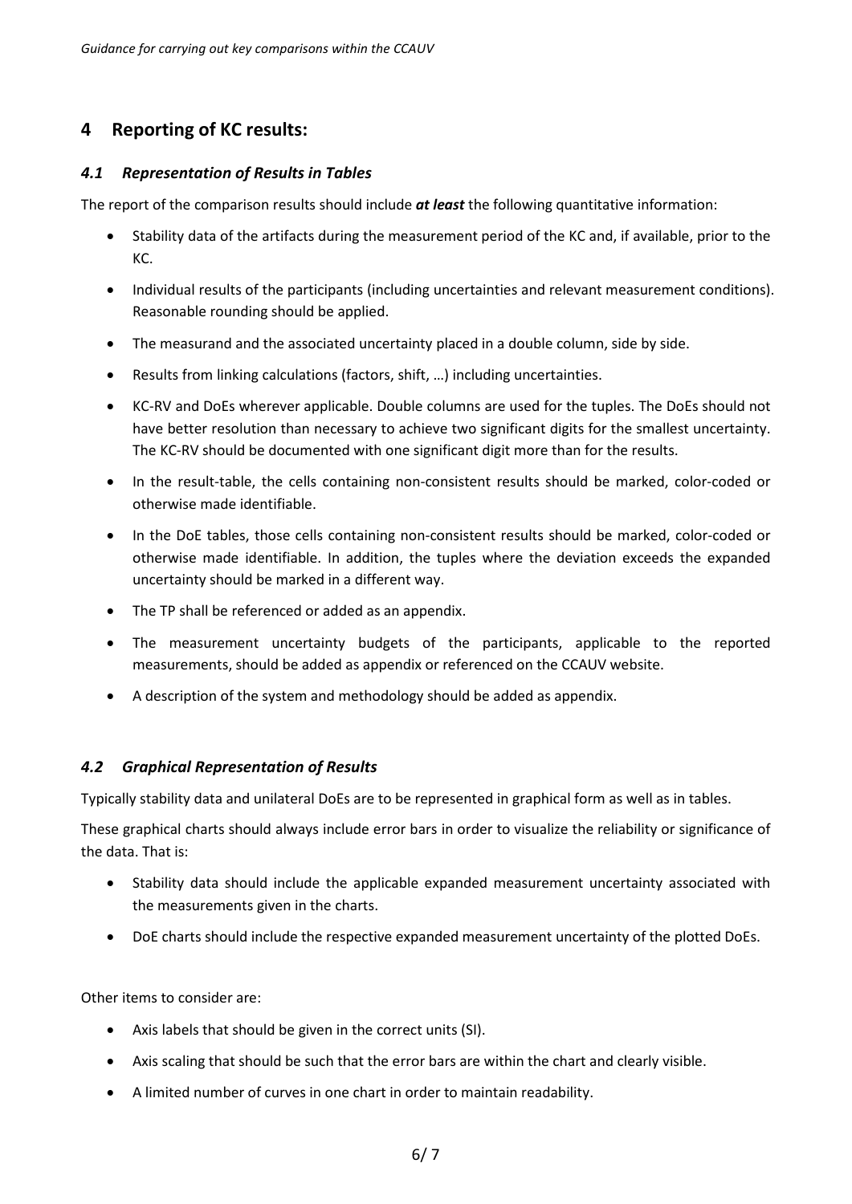## 4 Reporting of KC results:

### *4.1 Representation of Results in Tables*

The report of the comparison results should include ***at least*** the following quantitative information:

- Stability data of the artifacts during the measurement period of the KC and, if available, prior to the KC.
- Individual results of the participants (including uncertainties and relevant measurement conditions). Reasonable rounding should be applied.
- The measurand and the associated uncertainty placed in a double column, side by side.
- Results from linking calculations (factors, shift, …) including uncertainties.
- KC-RV and DoEs wherever applicable. Double columns are used for the tuples. The DoEs should not have better resolution than necessary to achieve two significant digits for the smallest uncertainty. The KC-RV should be documented with one significant digit more than for the results.
- In the result-table, the cells containing non-consistent results should be marked, color-coded or otherwise made identifiable.
- In the DoE tables, those cells containing non-consistent results should be marked, color-coded or otherwise made identifiable. In addition, the tuples where the deviation exceeds the expanded uncertainty should be marked in a different way.
- The TP shall be referenced or added as an appendix.
- The measurement uncertainty budgets of the participants, applicable to the reported measurements, should be added as appendix or referenced on the CCAUV website.
- A description of the system and methodology should be added as appendix.

### *4.2 Graphical Representation of Results*

Typically stability data and unilateral DoEs are to be represented in graphical form as well as in tables.

These graphical charts should always include error bars in order to visualize the reliability or significance of the data. That is:

- Stability data should include the applicable expanded measurement uncertainty associated with the measurements given in the charts.
- DoE charts should include the respective expanded measurement uncertainty of the plotted DoEs.

Other items to consider are:

- Axis labels that should be given in the correct units (SI).
- Axis scaling that should be such that the error bars are within the chart and clearly visible.
- A limited number of curves in one chart in order to maintain readability.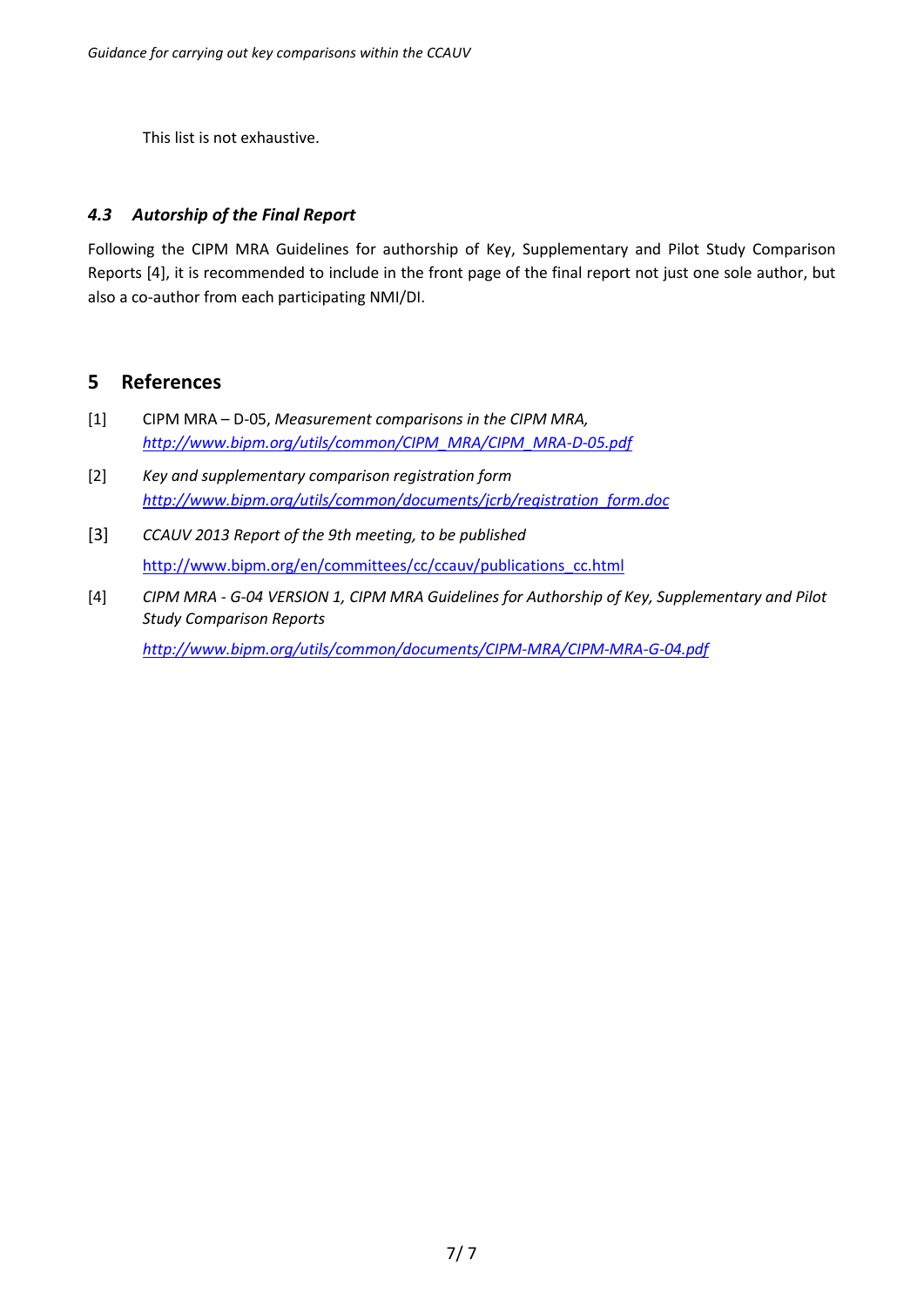This list is not exhaustive.

### *4.3 Autorship of the Final Report*

Following the CIPM MRA Guidelines for authorship of Key, Supplementary and Pilot Study Comparison Reports [4], it is recommended to include in the front page of the final report not just one sole author, but also a co-author from each participating NMI/DI.

## 5 References

[1] CIPM MRA – D-05, *Measurement comparisons in the CIPM MRA,* *http://www.bipm.org/utils/common/CIPM_MRA/CIPM_MRA-D-05.pdf*

[2] *Key and supplementary comparison registration form* *http://www.bipm.org/utils/common/documents/jcrb/registration_form.doc*

[3] *CCAUV 2013 Report of the 9th meeting, to be published* http://www.bipm.org/en/committees/cc/ccauv/publications_cc.html

[4] *CIPM MRA - G-04 VERSION 1, CIPM MRA Guidelines for Authorship of Key, Supplementary and Pilot Study Comparison Reports* *http://www.bipm.org/utils/common/documents/CIPM-MRA/CIPM-MRA-G-04.pdf*